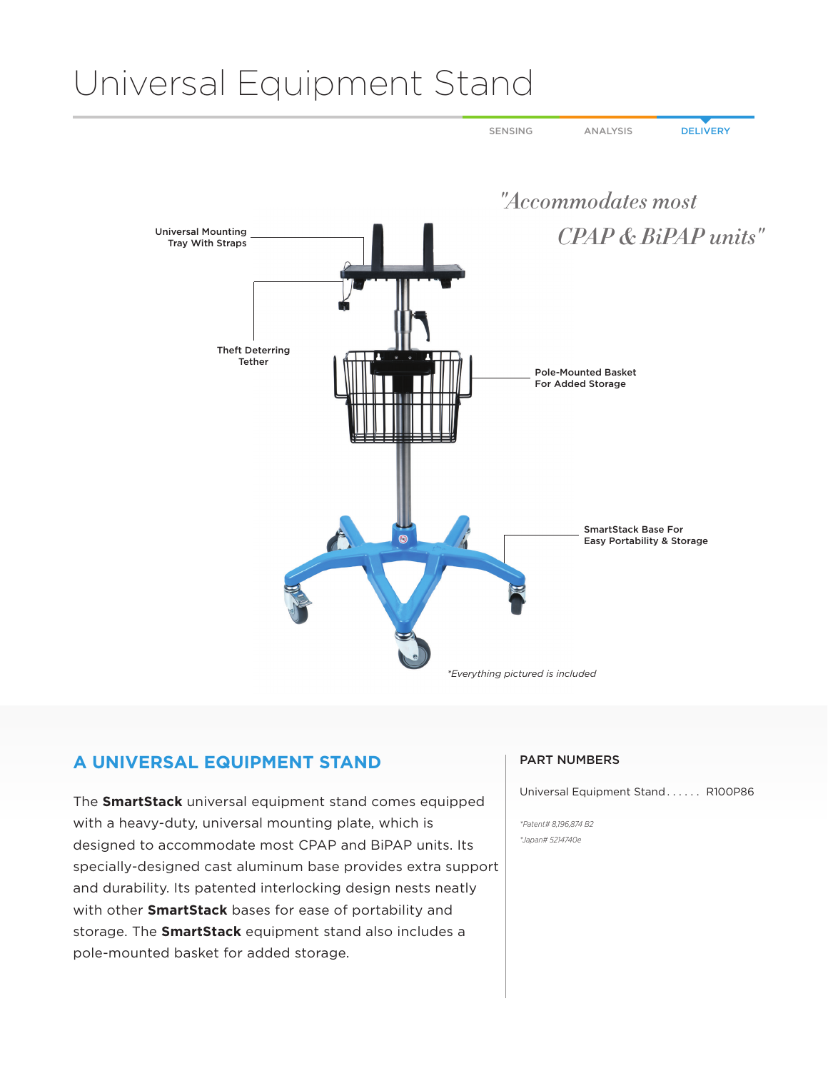# Universal Equipment Stand

SENSING | ANALYSIS | DELIVERY

*"Accommodates most CPAP & BiPAP units"*

Universal Mounting Tray With Straps

Theft Deterring Tether

Pole-Mounted Basket For Added Storage

SmartStack Base For Easy Portability & Storage

*\*Everything pictured is included*

## A UNIVERSAL EQUIPMENT STAND

The **SmartStack** universal equipment stand comes equipped with a heavy-duty, universal mounting plate, which is designed to accommodate most CPAP and BiPAP units. Its specially-designed cast aluminum base provides extra support and durability. Its patented interlocking design nests neatly with other **SmartStack** bases for ease of portability and storage. The **SmartStack** equipment stand also includes a pole-mounted basket for added storage.

### PART NUMBERS

Universal Equipment Stand . . . . . . R100P86

*\*Patent# 8,196,874 B2*

*\*Japan# 5214740e*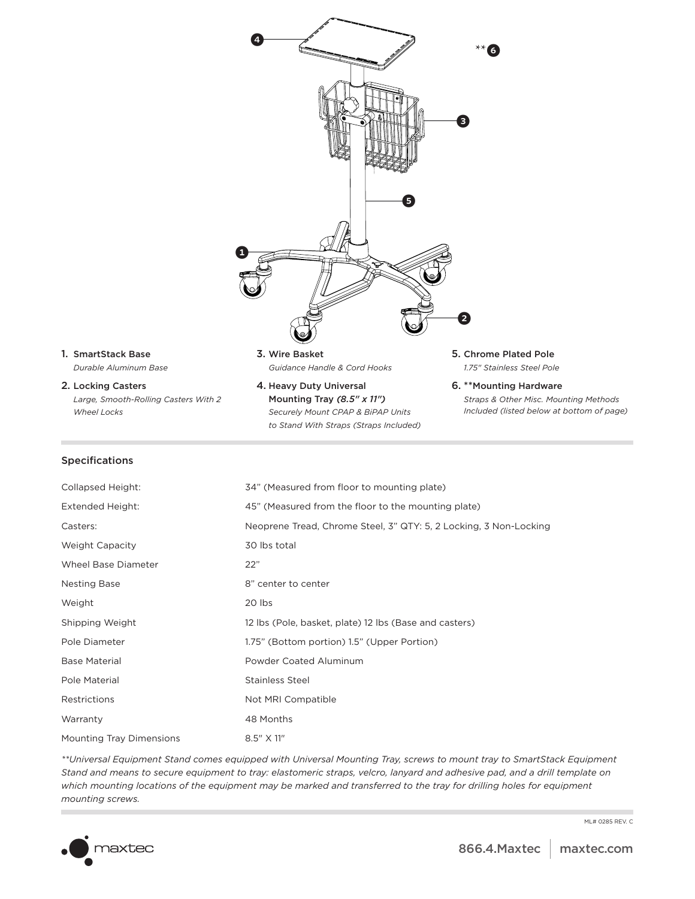1. **SmartStack Base**
   *Durable Aluminum Base*
2. **Locking Casters**
   *Large, Smooth-Rolling Casters With 2 Wheel Locks*
3. **Wire Basket**
   *Guidance Handle & Cord Hooks*
4. **Heavy Duty Universal Mounting Tray** *(8.5" x 11")*
   *Securely Mount CPAP & BiPAP Units to Stand With Straps (Straps Included)*
5. **Chrome Plated Pole**
   *1.75" Stainless Steel Pole*
6. **\*\*Mounting Hardware**
   *Straps & Other Misc. Mounting Methods Included (listed below at bottom of page)*

## Specifications

| | |
|---|---|
| Collapsed Height: | 34" (Measured from floor to mounting plate) |
| Extended Height: | 45" (Measured from the floor to the mounting plate) |
| Casters: | Neoprene Tread, Chrome Steel, 3" QTY: 5, 2 Locking, 3 Non-Locking |
| Weight Capacity | 30 lbs total |
| Wheel Base Diameter | 22" |
| Nesting Base | 8" center to center |
| Weight | 20 lbs |
| Shipping Weight | 12 lbs (Pole, basket, plate) 12 lbs (Base and casters) |
| Pole Diameter | 1.75" (Bottom portion) 1.5" (Upper Portion) |
| Base Material | Powder Coated Aluminum |
| Pole Material | Stainless Steel |
| Restrictions | Not MRI Compatible |
| Warranty | 48 Months |
| Mounting Tray Dimensions | 8.5" X 11" |

*\*\*Universal Equipment Stand comes equipped with Universal Mounting Tray, screws to mount tray to SmartStack Equipment Stand and means to secure equipment to tray: elastomeric straps, velcro, lanyard and adhesive pad, and a drill template on which mounting locations of the equipment may be marked and transferred to the tray for drilling holes for equipment mounting screws.*

ML# 0285 REV. C

maxtec

866.4.Maxtec | maxtec.com